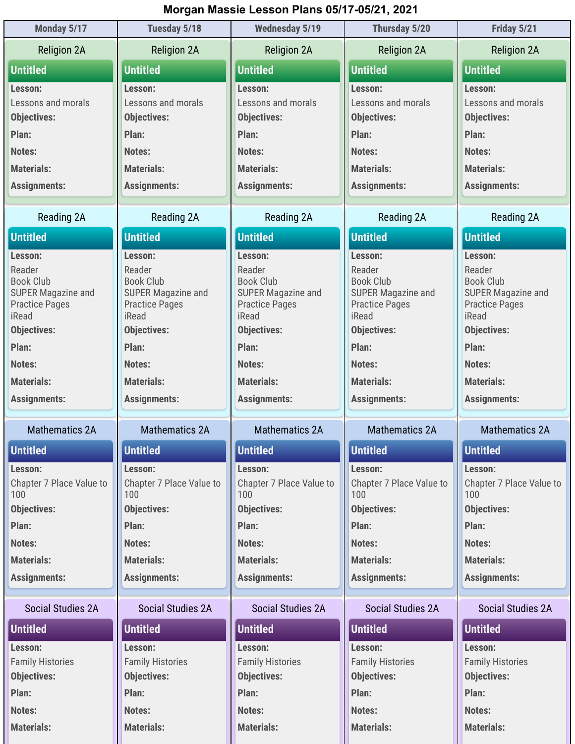# Morgan Massie Lesson Plans 05/17-05/21, 2021

| Monday 5/17 | Tuesday 5/18 | Wednesday 5/19 | Thursday 5/20 | Friday 5/21 |
|---|---|---|---|---|
| Religion 2A | Religion 2A | Religion 2A | Religion 2A | Religion 2A |
| **Untitled** | **Untitled** | **Untitled** | **Untitled** | **Untitled** |
| **Lesson:** Lessons and morals | **Lesson:** Lessons and morals | **Lesson:** Lessons and morals | **Lesson:** Lessons and morals | **Lesson:** Lessons and morals |
| **Objectives:** | **Objectives:** | **Objectives:** | **Objectives:** | **Objectives:** |
| **Plan:** | **Plan:** | **Plan:** | **Plan:** | **Plan:** |
| **Notes:** | **Notes:** | **Notes:** | **Notes:** | **Notes:** |
| **Materials:** | **Materials:** | **Materials:** | **Materials:** | **Materials:** |
| **Assignments:** | **Assignments:** | **Assignments:** | **Assignments:** | **Assignments:** |
| Reading 2A | Reading 2A | Reading 2A | Reading 2A | Reading 2A |
| **Untitled** | **Untitled** | **Untitled** | **Untitled** | **Untitled** |
| **Lesson:** Reader<br>Book Club<br>SUPER Magazine and Practice Pages<br>iRead | **Lesson:** Reader<br>Book Club<br>SUPER Magazine and Practice Pages<br>iRead | **Lesson:** Reader<br>Book Club<br>SUPER Magazine and Practice Pages<br>iRead | **Lesson:** Reader<br>Book Club<br>SUPER Magazine and Practice Pages<br>iRead | **Lesson:** Reader<br>Book Club<br>SUPER Magazine and Practice Pages<br>iRead |
| **Objectives:** | **Objectives:** | **Objectives:** | **Objectives:** | **Objectives:** |
| **Plan:** | **Plan:** | **Plan:** | **Plan:** | **Plan:** |
| **Notes:** | **Notes:** | **Notes:** | **Notes:** | **Notes:** |
| **Materials:** | **Materials:** | **Materials:** | **Materials:** | **Materials:** |
| **Assignments:** | **Assignments:** | **Assignments:** | **Assignments:** | **Assignments:** |
| Mathematics 2A | Mathematics 2A | Mathematics 2A | Mathematics 2A | Mathematics 2A |
| **Untitled** | **Untitled** | **Untitled** | **Untitled** | **Untitled** |
| **Lesson:** Chapter 7 Place Value to 100 | **Lesson:** Chapter 7 Place Value to 100 | **Lesson:** Chapter 7 Place Value to 100 | **Lesson:** Chapter 7 Place Value to 100 | **Lesson:** Chapter 7 Place Value to 100 |
| **Objectives:** | **Objectives:** | **Objectives:** | **Objectives:** | **Objectives:** |
| **Plan:** | **Plan:** | **Plan:** | **Plan:** | **Plan:** |
| **Notes:** | **Notes:** | **Notes:** | **Notes:** | **Notes:** |
| **Materials:** | **Materials:** | **Materials:** | **Materials:** | **Materials:** |
| **Assignments:** | **Assignments:** | **Assignments:** | **Assignments:** | **Assignments:** |
| Social Studies 2A | Social Studies 2A | Social Studies 2A | Social Studies 2A | Social Studies 2A |
| **Untitled** | **Untitled** | **Untitled** | **Untitled** | **Untitled** |
| **Lesson:** Family Histories | **Lesson:** Family Histories | **Lesson:** Family Histories | **Lesson:** Family Histories | **Lesson:** Family Histories |
| **Objectives:** | **Objectives:** | **Objectives:** | **Objectives:** | **Objectives:** |
| **Plan:** | **Plan:** | **Plan:** | **Plan:** | **Plan:** |
| **Notes:** | **Notes:** | **Notes:** | **Notes:** | **Notes:** |
| **Materials:** | **Materials:** | **Materials:** | **Materials:** | **Materials:** |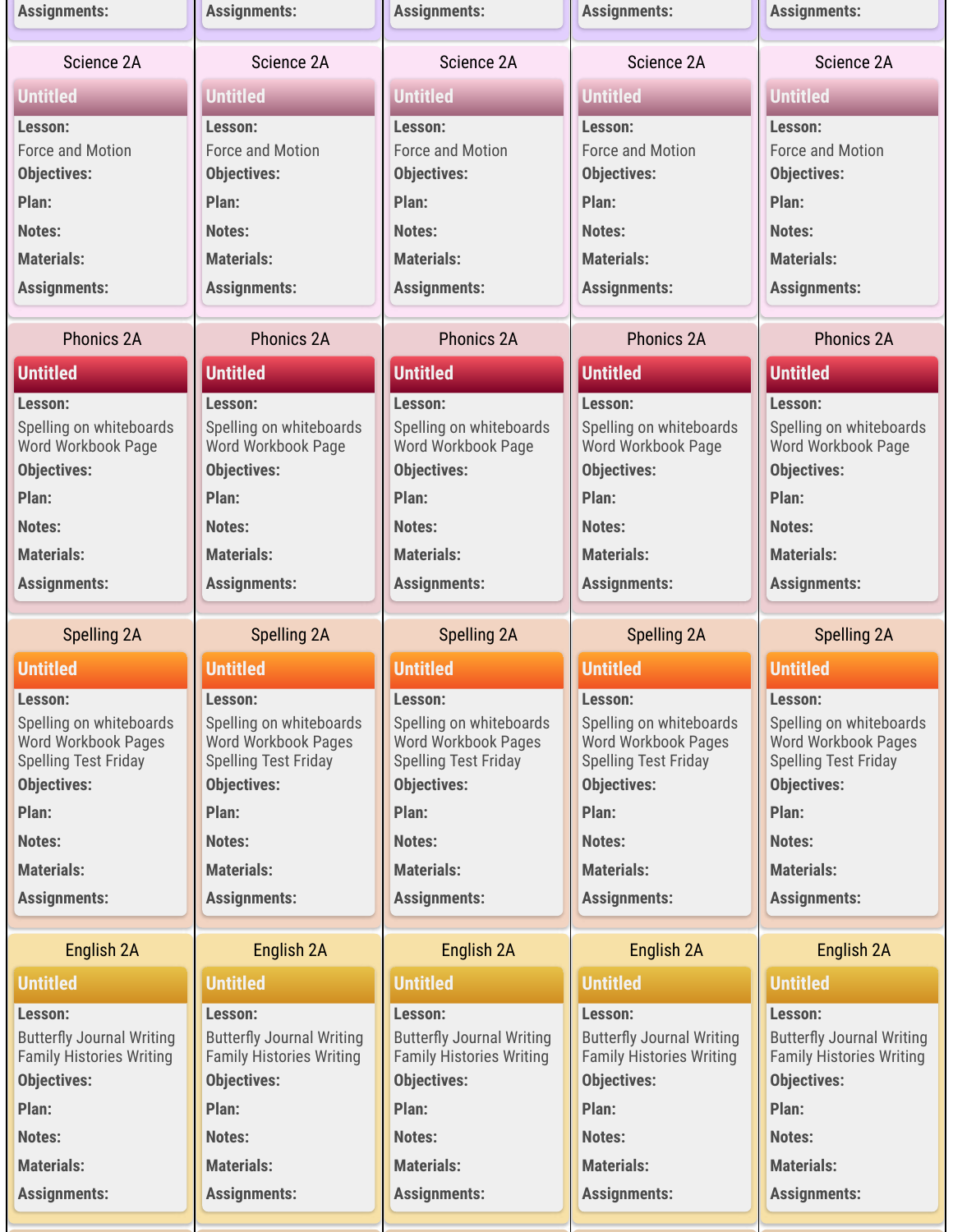| Assignments: | Assignments: | Assignments: | Assignments: | Assignments: |
|---|---|---|---|---|
| **Science 2A** | **Science 2A** | **Science 2A** | **Science 2A** | **Science 2A** |
| **Untitled** | **Untitled** | **Untitled** | **Untitled** | **Untitled** |
| **Lesson:** Force and Motion | **Lesson:** Force and Motion | **Lesson:** Force and Motion | **Lesson:** Force and Motion | **Lesson:** Force and Motion |
| **Objectives:** | **Objectives:** | **Objectives:** | **Objectives:** | **Objectives:** |
| **Plan:** | **Plan:** | **Plan:** | **Plan:** | **Plan:** |
| **Notes:** | **Notes:** | **Notes:** | **Notes:** | **Notes:** |
| **Materials:** | **Materials:** | **Materials:** | **Materials:** | **Materials:** |
| **Assignments:** | **Assignments:** | **Assignments:** | **Assignments:** | **Assignments:** |
| **Phonics 2A** | **Phonics 2A** | **Phonics 2A** | **Phonics 2A** | **Phonics 2A** |
| **Untitled** | **Untitled** | **Untitled** | **Untitled** | **Untitled** |
| **Lesson:** Spelling on whiteboards Word Workbook Page | **Lesson:** Spelling on whiteboards Word Workbook Page | **Lesson:** Spelling on whiteboards Word Workbook Page | **Lesson:** Spelling on whiteboards Word Workbook Page | **Lesson:** Spelling on whiteboards Word Workbook Page |
| **Objectives:** | **Objectives:** | **Objectives:** | **Objectives:** | **Objectives:** |
| **Plan:** | **Plan:** | **Plan:** | **Plan:** | **Plan:** |
| **Notes:** | **Notes:** | **Notes:** | **Notes:** | **Notes:** |
| **Materials:** | **Materials:** | **Materials:** | **Materials:** | **Materials:** |
| **Assignments:** | **Assignments:** | **Assignments:** | **Assignments:** | **Assignments:** |
| **Spelling 2A** | **Spelling 2A** | **Spelling 2A** | **Spelling 2A** | **Spelling 2A** |
| **Untitled** | **Untitled** | **Untitled** | **Untitled** | **Untitled** |
| **Lesson:** Spelling on whiteboards Word Workbook Pages Spelling Test Friday | **Lesson:** Spelling on whiteboards Word Workbook Pages Spelling Test Friday | **Lesson:** Spelling on whiteboards Word Workbook Pages Spelling Test Friday | **Lesson:** Spelling on whiteboards Word Workbook Pages Spelling Test Friday | **Lesson:** Spelling on whiteboards Word Workbook Pages Spelling Test Friday |
| **Objectives:** | **Objectives:** | **Objectives:** | **Objectives:** | **Objectives:** |
| **Plan:** | **Plan:** | **Plan:** | **Plan:** | **Plan:** |
| **Notes:** | **Notes:** | **Notes:** | **Notes:** | **Notes:** |
| **Materials:** | **Materials:** | **Materials:** | **Materials:** | **Materials:** |
| **Assignments:** | **Assignments:** | **Assignments:** | **Assignments:** | **Assignments:** |
| **English 2A** | **English 2A** | **English 2A** | **English 2A** | **English 2A** |
| **Untitled** | **Untitled** | **Untitled** | **Untitled** | **Untitled** |
| **Lesson:** Butterfly Journal Writing Family Histories Writing | **Lesson:** Butterfly Journal Writing Family Histories Writing | **Lesson:** Butterfly Journal Writing Family Histories Writing | **Lesson:** Butterfly Journal Writing Family Histories Writing | **Lesson:** Butterfly Journal Writing Family Histories Writing |
| **Objectives:** | **Objectives:** | **Objectives:** | **Objectives:** | **Objectives:** |
| **Plan:** | **Plan:** | **Plan:** | **Plan:** | **Plan:** |
| **Notes:** | **Notes:** | **Notes:** | **Notes:** | **Notes:** |
| **Materials:** | **Materials:** | **Materials:** | **Materials:** | **Materials:** |
| **Assignments:** | **Assignments:** | **Assignments:** | **Assignments:** | **Assignments:** |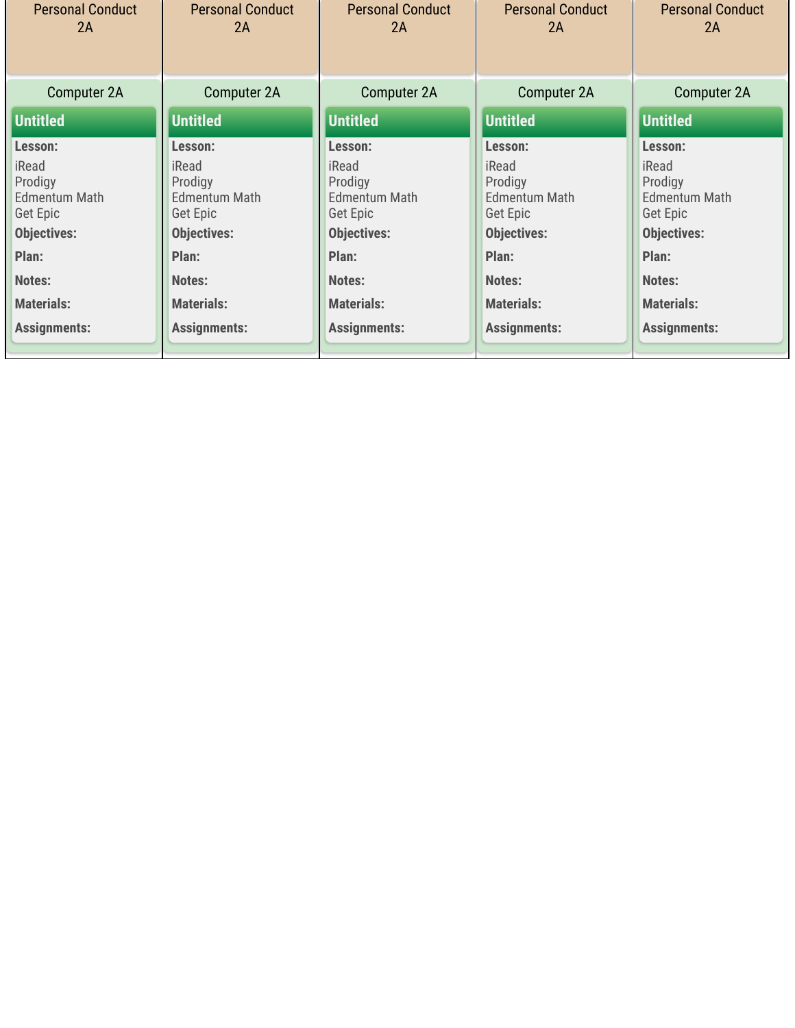| | | | | |
|---|---|---|---|---|
| Personal Conduct 2A | Personal Conduct 2A | Personal Conduct 2A | Personal Conduct 2A | Personal Conduct 2A |
| Computer 2A<br>**Untitled**<br>**Lesson:**<br>iRead<br>Prodigy<br>Edmentum Math<br>Get Epic<br>**Objectives:**<br>**Plan:**<br>**Notes:**<br>**Materials:**<br>**Assignments:** | Computer 2A<br>**Untitled**<br>**Lesson:**<br>iRead<br>Prodigy<br>Edmentum Math<br>Get Epic<br>**Objectives:**<br>**Plan:**<br>**Notes:**<br>**Materials:**<br>**Assignments:** | Computer 2A<br>**Untitled**<br>**Lesson:**<br>iRead<br>Prodigy<br>Edmentum Math<br>Get Epic<br>**Objectives:**<br>**Plan:**<br>**Notes:**<br>**Materials:**<br>**Assignments:** | Computer 2A<br>**Untitled**<br>**Lesson:**<br>iRead<br>Prodigy<br>Edmentum Math<br>Get Epic<br>**Objectives:**<br>**Plan:**<br>**Notes:**<br>**Materials:**<br>**Assignments:** | Computer 2A<br>**Untitled**<br>**Lesson:**<br>iRead<br>Prodigy<br>Edmentum Math<br>Get Epic<br>**Objectives:**<br>**Plan:**<br>**Notes:**<br>**Materials:**<br>**Assignments:** |